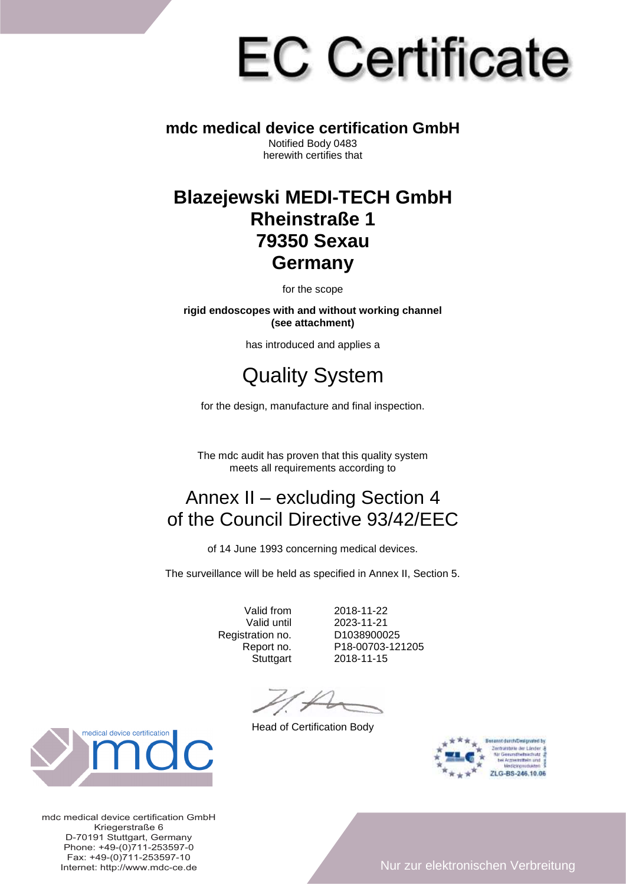# EC Certificate

**mdc medical device certification GmbH**

Notified Body 0483
herewith certifies that

## Blazejewski MEDI-TECH GmbH
## Rheinstraße 1
## 79350 Sexau
## Germany

for the scope

**rigid endoscopes with and without working channel**
**(see attachment)**

has introduced and applies a

## Quality System

for the design, manufacture and final inspection.

The mdc audit has proven that this quality system
meets all requirements according to

## Annex II – excluding Section 4
## of the Council Directive 93/42/EEC

of 14 June 1993 concerning medical devices.

The surveillance will be held as specified in Annex II, Section 5.

| | |
|---|---|
| Valid from | 2018-11-22 |
| Valid until | 2023-11-21 |
| Registration no. | D1038900025 |
| Report no. | P18-00703-121205 |
| Stuttgart | 2018-11-15 |

Head of Certification Body

medical device certification mdc

Benannt durch/Designated by Zentralstelle der Länder für Gesundheitsschutz bei Arzneimitteln und Medizinprodukten ZLG-BS-246.10.06

mdc medical device certification GmbH
Kriegerstraße 6
D-70191 Stuttgart, Germany
Phone: +49-(0)711-253597-0
Fax: +49-(0)711-253597-10
Internet: http://www.mdc-ce.de

Nur zur elektronischen Verbreitung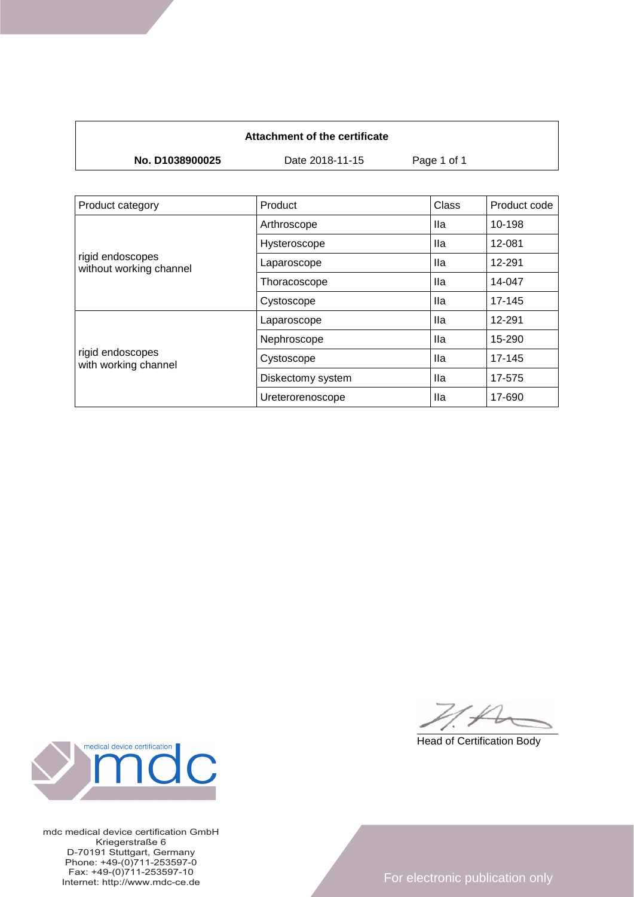**Attachment of the certificate**

**No. D1038900025** Date 2018-11-15

| Product category | Product | Class | Product code |
|---|---|---|---|
| rigid endoscopes without working channel | Arthroscope | IIa | 10-198 |
| | Hysteroscope | IIa | 12-081 |
| | Laparoscope | IIa | 12-291 |
| | Thoracoscope | IIa | 14-047 |
| | Cystoscope | IIa | 17-145 |
| rigid endoscopes with working channel | Laparoscope | IIa | 12-291 |
| | Nephroscope | IIa | 15-290 |
| | Cystoscope | IIa | 17-145 |
| | Diskectomy system | IIa | 17-575 |
| | Ureterorenoscope | IIa | 17-690 |

Head of Certification Body

mdc medical device certification GmbH
Kriegerstraße 6
D-70191 Stuttgart, Germany
Phone: +49-(0)711-253597-0
Fax: +49-(0)711-253597-10
Internet: http://www.mdc-ce.de

For electronic publication only